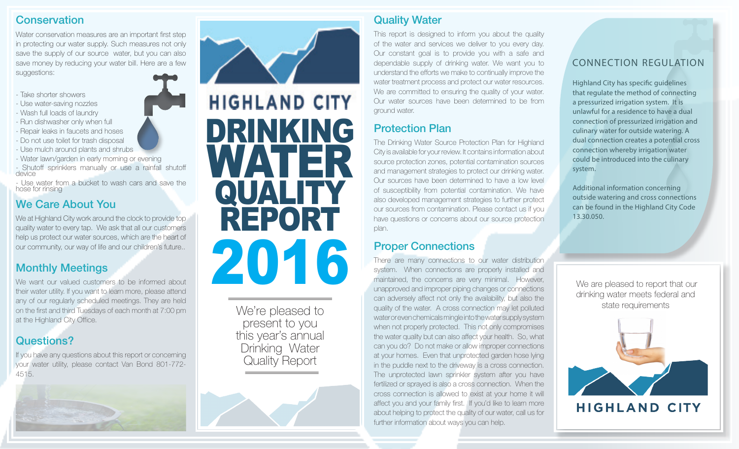# Highland City Drinking Water Quality Report 2016

We're pleased to present to you this year's annual Drinking Water Quality Report

## Conservation

Water conservation measures are an important first step in protecting our water supply. Such measures not only save the supply of our source water, but you can also save money by reducing your water bill. Here are a few suggestions:

- Take shorter showers
- Use water-saving nozzles
- Wash full loads of laundry
- Run dishwasher only when full
- Repair leaks in faucets and hoses
- Do not use toilet for trash disposal
- Use mulch around plants and shrubs
- Water lawn/garden in early morning or evening
- Shutoff sprinklers manually or use a rainfall shutoff device
- Use water from a bucket to wash cars and save the hose for rinsing

## We Care About You

We at Highland City work around the clock to provide top quality water to every tap. We ask that all our customers help us protect our water sources, which are the heart of our community, our way of life and our children's future..

## Monthly Meetings

We want our valued customers to be informed about their water utility. If you want to learn more, please attend any of our regularly scheduled meetings. They are held on the first and third Tuesdays of each month at 7:00 pm at the Highland City Office.

## Questions?

If you have any questions about this report or concerning your water utility, please contact Van Bond 801-772-4515.

## Quality Water

This report is designed to inform you about the quality of the water and services we deliver to you every day. Our constant goal is to provide you with a safe and dependable supply of drinking water. We want you to understand the efforts we make to continually improve the water treatment process and protect our water resources. We are committed to ensuring the quality of your water. Our water sources have been determined to be from ground water.

## Protection Plan

The Drinking Water Source Protection Plan for Highland City is available for your review. It contains information about source protection zones, potential contamination sources and management strategies to protect our drinking water. Our sources have been determined to have a low level of susceptibility from potential contamination. We have also developed management strategies to further protect our sources from contamination. Please contact us if you have questions or concerns about our source protection plan.

## Proper Connections

There are many connections to our water distribution system. When connections are properly installed and maintained, the concerns are very minimal. However, unapproved and improper piping changes or connections can adversely affect not only the availability, but also the quality of the water. A cross connection may let polluted water or even chemicals mingle into the water supply system when not properly protected. This not only compromises the water quality but can also affect your health. So, what can you do? Do not make or allow improper connections at your homes. Even that unprotected garden hose lying in the puddle next to the driveway is a cross connection. The unprotected lawn sprinkler system after you have fertilized or sprayed is also a cross connection. When the cross connection is allowed to exist at your home it will affect you and your family first. If you'd like to learn more about helping to protect the quality of our water, call us for further information about ways you can help.

## CONNECTION REGULATION

Highland City has specific guidelines that regulate the method of connecting a pressurized irrigation system. It is unlawful for a residence to have a dual connection of pressurized irrigation and culinary water for outside watering. A dual connection creates a potential cross connection whereby irrigation water could be introduced into the culinary system.

Additional information concerning outside watering and cross connections can be found in the Highland City Code 13.30.050.

We are pleased to report that our drinking water meets federal and state requirements

HIGHLAND CITY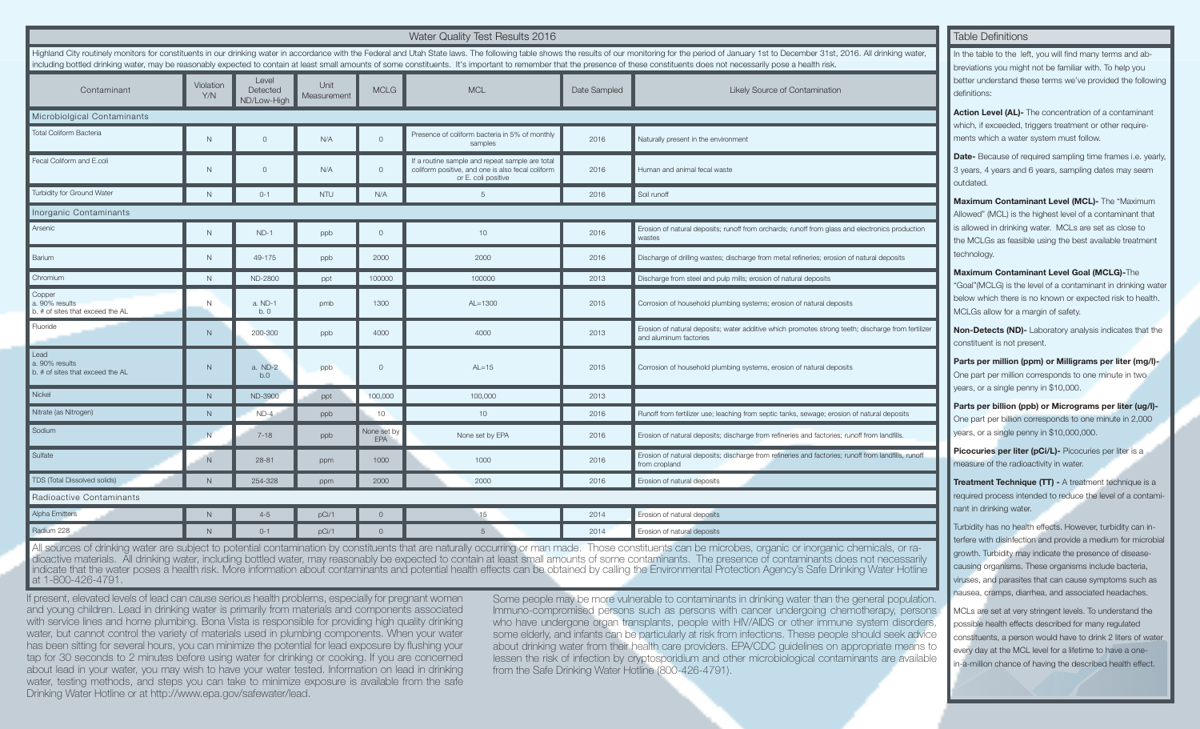## Water Quality Test Results 2016

Highland City routinely monitors for constituents in our drinking water in accordance with the Federal and Utah State laws. The following table shows the results of our monitoring for the period of January 1st to December 31st, 2016. All drinking water, including bottled drinking water, may be reasonably expected to contain at least small amounts of some constituents. It's important to remember that the presence of these constituents does not necessarily pose a health risk.

| Contaminant | Violation Y/N | Level Detected ND/Low-High | Unit Measurement | MCLG | MCL | Date Sampled | Likely Source of Contamination |
|---|---|---|---|---|---|---|---|
| **Microbiolgical Contaminants** | | | | | | | |
| Total Coliform Bacteria | N | 0 | N/A | 0 | Presence of coliform bacteria in 5% of monthly samples | 2016 | Naturally present in the environment |
| Fecal Coliform and E.coli | N | 0 | N/A | 0 | If a routine sample and repeat sample are total coliform positive, and one is also fecal coliform or E. coli positive | 2016 | Human and animal fecal waste |
| Turbidity for Ground Water | N | 0-1 | NTU | N/A | 5 | 2016 | Soil runoff |
| **Inorganic Contaminants** | | | | | | | |
| Arsenic | N | ND-1 | ppb | 0 | 10 | 2016 | Erosion of natural deposits; runoff from orchards; runoff from glass and electronics production wastes |
| Barium | N | 49-175 | ppb | 2000 | 2000 | 2016 | Discharge of drilling wastes; discharge from metal refineries; erosion of natural deposits |
| Chromium | N | ND-2800 | ppt | 100000 | 100000 | 2013 | Discharge from steel and pulp mills; erosion of natural deposits |
| Copper<br>a. 90% results<br>b. # of sites that exceed the AL | N | a. ND-1<br>b. 0 | pmb | 1300 | AL=1300 | 2015 | Corrosion of household plumbing systems; erosion of natural deposits |
| Fluoride | N | 200-300 | ppb | 4000 | 4000 | 2013 | Erosion of natural deposits; water additive which promotes strong teeth; discharge from fertilizer and aluminum factories |
| Lead<br>a. 90% results<br>b. # of sites that exceed the AL | N | a. ND-2<br>b.0 | ppb | 0 | AL=15 | 2015 | Corrosion of household plumbing systems, erosion of natural deposits |
| Nickel | N | ND-3900 | ppt | 100,000 | 100,000 | 2013 | |
| Nitrate (as Nitrogen) | N | ND-4 | ppb | 10 | 10 | 2016 | Runoff from fertilizer use; leaching from septic tanks, sewage; erosion of natural deposits |
| Sodium | N | 7-18 | ppb | None set by EPA | None set by EPA | 2016 | Erosion of natural deposits; discharge from refineries and factories; runoff from landfills. |
| Sulfate | N | 28-81 | ppm | 1000 | 1000 | 2016 | Erosion of natural deposits; discharge from refineries and factories; runoff from landfills, runoff from cropland |
| TDS (Total Dissolved solids) | N | 254-328 | ppm | 2000 | 2000 | 2016 | Erosion of natural deposits |
| **Radioactive Contaminants** | | | | | | | |
| Alpha Emitters | N | 4-5 | pCi/1 | 0 | 15 | 2014 | Erosion of natural deposits |
| Radium 228 | N | 0-1 | pCi/1 | 0 | 5 | 2014 | Erosion of natural deposits |

All sources of drinking water are subject to potential contamination by constituents that are naturally occurring or man made. Those constituents can be microbes, organic or inorganic chemicals, or radioactive materials. All drinking water, including bottled water, may reasonably be expected to contain at least small amounts of some contaminants. The presence of contaminants does not necessarily indicate that the water poses a health risk. More information about contaminants and potential health effects can be obtained by calling the Environmental Protection Agency's Safe Drinking Water Hotline at 1-800-426-4791.

If present, elevated levels of lead can cause serious health problems, especially for pregnant women and young children. Lead in drinking water is primarily from materials and components associated with service lines and home plumbing. Bona Vista is responsible for providing high quality drinking water, but cannot control the variety of materials used in plumbing components. When your water has been sitting for several hours, you can minimize the potential for lead exposure by flushing your tap for 30 seconds to 2 minutes before using water for drinking or cooking. If you are concerned about lead in your water, you may wish to have your water tested. Information on lead in drinking water, testing methods, and steps you can take to minimize exposure is available from the safe Drinking Water Hotline or at http://www.epa.gov/safewater/lead.

Some people may be more vulnerable to contaminants in drinking water than the general population. Immuno-compromised persons such as persons with cancer undergoing chemotherapy, persons who have undergone organ transplants, people with HIV/AIDS or other immune system disorders, some elderly, and infants can be particularly at risk from infections. These people should seek advice about drinking water from their health care providers. EPA/CDC guidelines on appropriate means to lessen the risk of infection by cryptosporidium and other microbiological contaminants are available from the Safe Drinking Water Hotline (800-426-4791).

## Table Definitions

In the table to the left, you will find many terms and abbreviations you might not be familiar with. To help you better understand these terms we've provided the following definitions:

**Action Level (AL)-** The concentration of a contaminant which, if exceeded, triggers treatment or other requirements which a water system must follow.

**Date-** Because of required sampling time frames i.e. yearly, 3 years, 4 years and 6 years, sampling dates may seem outdated.

**Maximum Contaminant Level (MCL)-** The "Maximum Allowed" (MCL) is the highest level of a contaminant that is allowed in drinking water. MCLs are set as close to the MCLGs as feasible using the best available treatment technology.

**Maximum Contaminant Level Goal (MCLG)-**The "Goal"(MCLG) is the level of a contaminant in drinking water below which there is no known or expected risk to health. MCLGs allow for a margin of safety.

**Non-Detects (ND)-** Laboratory analysis indicates that the constituent is not present.

**Parts per million (ppm) or Milligrams per liter (mg/l)-** One part per million corresponds to one minute in two years, or a single penny in $10,000.

**Parts per billion (ppb) or Micrograms per liter (ug/l)-** One part per billion corresponds to one minute in 2,000 years, or a single penny in $10,000,000.

**Picocuries per liter (pCi/L)-** Picocuries per liter is a measure of the radioactivity in water.

**Treatment Technique (TT) -** A treatment technique is a required process intended to reduce the level of a contaminant in drinking water.

Turbidity has no health effects. However, turbidity can interfere with disinfection and provide a medium for microbial growth. Turbidity may indicate the presence of disease-causing organisms. These organisms include bacteria, viruses, and parasites that can cause symptoms such as nausea, cramps, diarrhea, and associated headaches.

MCLs are set at very stringent levels. To understand the possible health effects described for many regulated constituents, a person would have to drink 2 liters of water every day at the MCL level for a lifetime to have a one-in-a-million chance of having the described health effect.